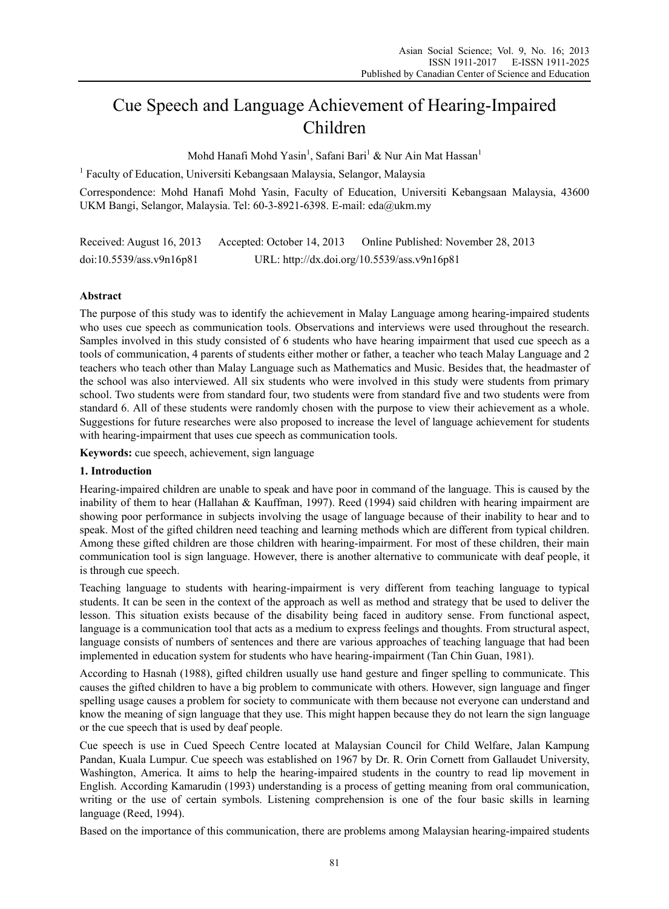# Cue Speech and Language Achievement of Hearing-Impaired Children

Mohd Hanafi Mohd Yasin[1], Safani Bari[1] & Nur Ain Mat Hassan[1]

[1] Faculty of Education, Universiti Kebangsaan Malaysia, Selangor, Malaysia

Correspondence: Mohd Hanafi Mohd Yasin, Faculty of Education, Universiti Kebangsaan Malaysia, 43600 UKM Bangi, Selangor, Malaysia. Tel: 60-3-8921-6398. E-mail: eda@ukm.my

Received: August 16, 2013 Accepted: October 14, 2013 Online Published: November 28, 2013

doi:10.5539/ass.v9n16p81 URL: http://dx.doi.org/10.5539/ass.v9n16p81

## Abstract

The purpose of this study was to identify the achievement in Malay Language among hearing-impaired students who uses cue speech as communication tools. Observations and interviews were used throughout the research. Samples involved in this study consisted of 6 students who have hearing impairment that used cue speech as a tools of communication, 4 parents of students either mother or father, a teacher who teach Malay Language and 2 teachers who teach other than Malay Language such as Mathematics and Music. Besides that, the headmaster of the school was also interviewed. All six students who were involved in this study were students from primary school. Two students were from standard four, two students were from standard five and two students were from standard 6. All of these students were randomly chosen with the purpose to view their achievement as a whole. Suggestions for future researches were also proposed to increase the level of language achievement for students with hearing-impairment that uses cue speech as communication tools.

**Keywords:** cue speech, achievement, sign language

## 1. Introduction

Hearing-impaired children are unable to speak and have poor in command of the language. This is caused by the inability of them to hear (Hallahan & Kauffman, 1997). Reed (1994) said children with hearing impairment are showing poor performance in subjects involving the usage of language because of their inability to hear and to speak. Most of the gifted children need teaching and learning methods which are different from typical children. Among these gifted children are those children with hearing-impairment. For most of these children, their main communication tool is sign language. However, there is another alternative to communicate with deaf people, it is through cue speech.

Teaching language to students with hearing-impairment is very different from teaching language to typical students. It can be seen in the context of the approach as well as method and strategy that be used to deliver the lesson. This situation exists because of the disability being faced in auditory sense. From functional aspect, language is a communication tool that acts as a medium to express feelings and thoughts. From structural aspect, language consists of numbers of sentences and there are various approaches of teaching language that had been implemented in education system for students who have hearing-impairment (Tan Chin Guan, 1981).

According to Hasnah (1988), gifted children usually use hand gesture and finger spelling to communicate. This causes the gifted children to have a big problem to communicate with others. However, sign language and finger spelling usage causes a problem for society to communicate with them because not everyone can understand and know the meaning of sign language that they use. This might happen because they do not learn the sign language or the cue speech that is used by deaf people.

Cue speech is use in Cued Speech Centre located at Malaysian Council for Child Welfare, Jalan Kampung Pandan, Kuala Lumpur. Cue speech was established on 1967 by Dr. R. Orin Cornett from Gallaudet University, Washington, America. It aims to help the hearing-impaired students in the country to read lip movement in English. According Kamarudin (1993) understanding is a process of getting meaning from oral communication, writing or the use of certain symbols. Listening comprehension is one of the four basic skills in learning language (Reed, 1994).

Based on the importance of this communication, there are problems among Malaysian hearing-impaired students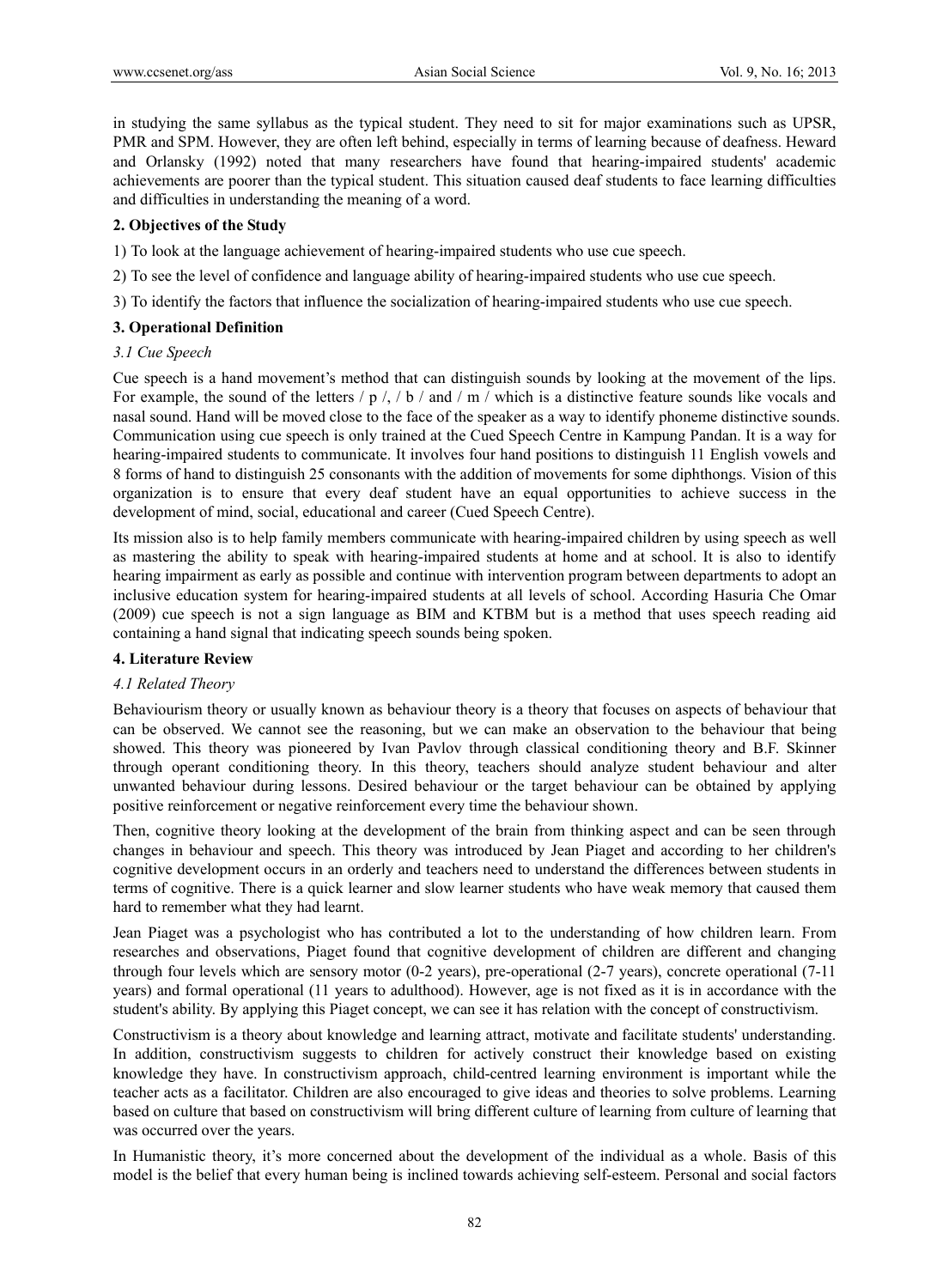in studying the same syllabus as the typical student. They need to sit for major examinations such as UPSR, PMR and SPM. However, they are often left behind, especially in terms of learning because of deafness. Heward and Orlansky (1992) noted that many researchers have found that hearing-impaired students' academic achievements are poorer than the typical student. This situation caused deaf students to face learning difficulties and difficulties in understanding the meaning of a word.

## 2. Objectives of the Study

1) To look at the language achievement of hearing-impaired students who use cue speech.

2) To see the level of confidence and language ability of hearing-impaired students who use cue speech.

3) To identify the factors that influence the socialization of hearing-impaired students who use cue speech.

## 3. Operational Definition

### *3.1 Cue Speech*

Cue speech is a hand movement's method that can distinguish sounds by looking at the movement of the lips. For example, the sound of the letters / p /, / b / and / m / which is a distinctive feature sounds like vocals and nasal sound. Hand will be moved close to the face of the speaker as a way to identify phoneme distinctive sounds. Communication using cue speech is only trained at the Cued Speech Centre in Kampung Pandan. It is a way for hearing-impaired students to communicate. It involves four hand positions to distinguish 11 English vowels and 8 forms of hand to distinguish 25 consonants with the addition of movements for some diphthongs. Vision of this organization is to ensure that every deaf student have an equal opportunities to achieve success in the development of mind, social, educational and career (Cued Speech Centre).

Its mission also is to help family members communicate with hearing-impaired children by using speech as well as mastering the ability to speak with hearing-impaired students at home and at school. It is also to identify hearing impairment as early as possible and continue with intervention program between departments to adopt an inclusive education system for hearing-impaired students at all levels of school. According Hasuria Che Omar (2009) cue speech is not a sign language as BIM and KTBM but is a method that uses speech reading aid containing a hand signal that indicating speech sounds being spoken.

## 4. Literature Review

### *4.1 Related Theory*

Behaviourism theory or usually known as behaviour theory is a theory that focuses on aspects of behaviour that can be observed. We cannot see the reasoning, but we can make an observation to the behaviour that being showed. This theory was pioneered by Ivan Pavlov through classical conditioning theory and B.F. Skinner through operant conditioning theory. In this theory, teachers should analyze student behaviour and alter unwanted behaviour during lessons. Desired behaviour or the target behaviour can be obtained by applying positive reinforcement or negative reinforcement every time the behaviour shown.

Then, cognitive theory looking at the development of the brain from thinking aspect and can be seen through changes in behaviour and speech. This theory was introduced by Jean Piaget and according to her children's cognitive development occurs in an orderly and teachers need to understand the differences between students in terms of cognitive. There is a quick learner and slow learner students who have weak memory that caused them hard to remember what they had learnt.

Jean Piaget was a psychologist who has contributed a lot to the understanding of how children learn. From researches and observations, Piaget found that cognitive development of children are different and changing through four levels which are sensory motor (0-2 years), pre-operational (2-7 years), concrete operational (7-11 years) and formal operational (11 years to adulthood). However, age is not fixed as it is in accordance with the student's ability. By applying this Piaget concept, we can see it has relation with the concept of constructivism.

Constructivism is a theory about knowledge and learning attract, motivate and facilitate students' understanding. In addition, constructivism suggests to children for actively construct their knowledge based on existing knowledge they have. In constructivism approach, child-centred learning environment is important while the teacher acts as a facilitator. Children are also encouraged to give ideas and theories to solve problems. Learning based on culture that based on constructivism will bring different culture of learning from culture of learning that was occurred over the years.

In Humanistic theory, it's more concerned about the development of the individual as a whole. Basis of this model is the belief that every human being is inclined towards achieving self-esteem. Personal and social factors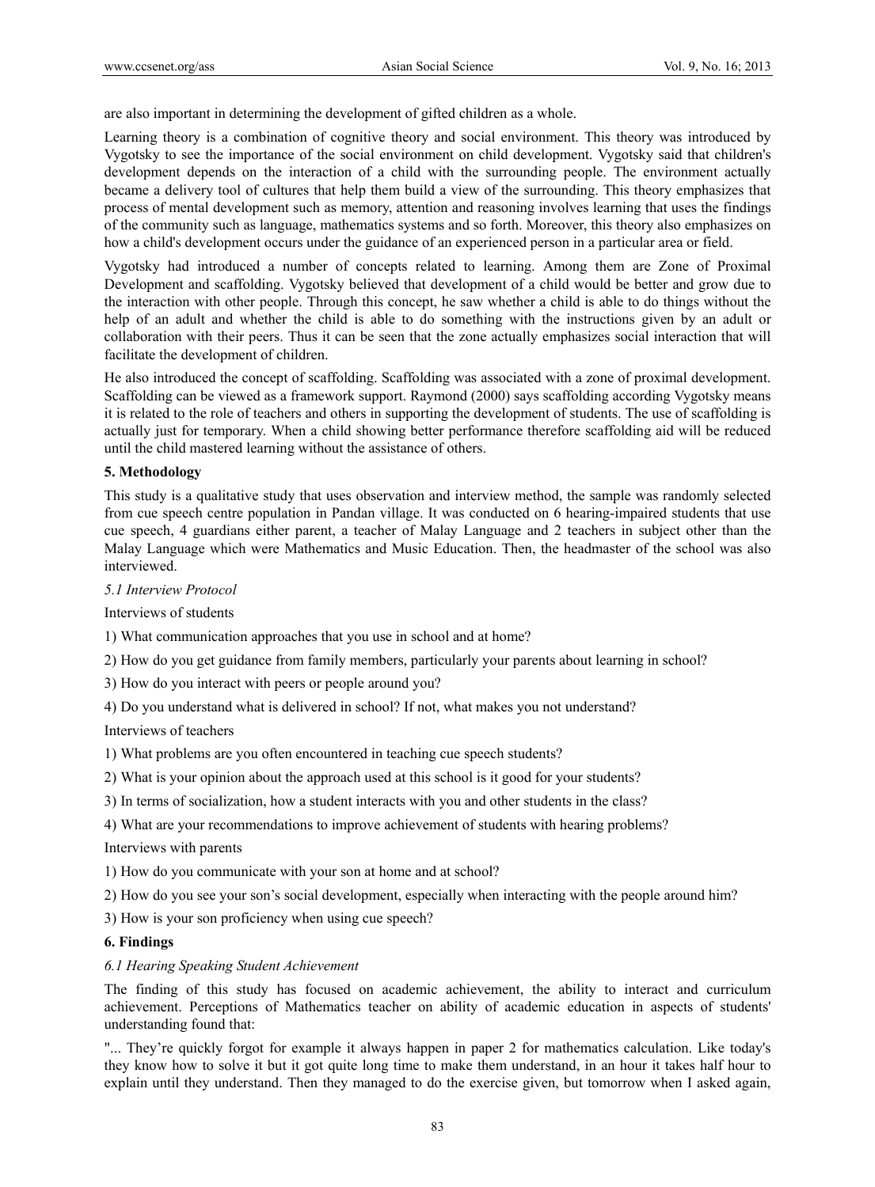are also important in determining the development of gifted children as a whole.

Learning theory is a combination of cognitive theory and social environment. This theory was introduced by Vygotsky to see the importance of the social environment on child development. Vygotsky said that children's development depends on the interaction of a child with the surrounding people. The environment actually became a delivery tool of cultures that help them build a view of the surrounding. This theory emphasizes that process of mental development such as memory, attention and reasoning involves learning that uses the findings of the community such as language, mathematics systems and so forth. Moreover, this theory also emphasizes on how a child's development occurs under the guidance of an experienced person in a particular area or field.

Vygotsky had introduced a number of concepts related to learning. Among them are Zone of Proximal Development and scaffolding. Vygotsky believed that development of a child would be better and grow due to the interaction with other people. Through this concept, he saw whether a child is able to do things without the help of an adult and whether the child is able to do something with the instructions given by an adult or collaboration with their peers. Thus it can be seen that the zone actually emphasizes social interaction that will facilitate the development of children.

He also introduced the concept of scaffolding. Scaffolding was associated with a zone of proximal development. Scaffolding can be viewed as a framework support. Raymond (2000) says scaffolding according Vygotsky means it is related to the role of teachers and others in supporting the development of students. The use of scaffolding is actually just for temporary. When a child showing better performance therefore scaffolding aid will be reduced until the child mastered learning without the assistance of others.

## 5. Methodology

This study is a qualitative study that uses observation and interview method, the sample was randomly selected from cue speech centre population in Pandan village. It was conducted on 6 hearing-impaired students that use cue speech, 4 guardians either parent, a teacher of Malay Language and 2 teachers in subject other than the Malay Language which were Mathematics and Music Education. Then, the headmaster of the school was also interviewed.

### *5.1 Interview Protocol*

Interviews of students

1) What communication approaches that you use in school and at home?

2) How do you get guidance from family members, particularly your parents about learning in school?

3) How do you interact with peers or people around you?

4) Do you understand what is delivered in school? If not, what makes you not understand?

Interviews of teachers

1) What problems are you often encountered in teaching cue speech students?

2) What is your opinion about the approach used at this school is it good for your students?

3) In terms of socialization, how a student interacts with you and other students in the class?

4) What are your recommendations to improve achievement of students with hearing problems?

Interviews with parents

1) How do you communicate with your son at home and at school?

2) How do you see your son's social development, especially when interacting with the people around him?

3) How is your son proficiency when using cue speech?

## 6. Findings

### *6.1 Hearing Speaking Student Achievement*

The finding of this study has focused on academic achievement, the ability to interact and curriculum achievement. Perceptions of Mathematics teacher on ability of academic education in aspects of students' understanding found that:

"... They're quickly forgot for example it always happen in paper 2 for mathematics calculation. Like today's they know how to solve it but it got quite long time to make them understand, in an hour it takes half hour to explain until they understand. Then they managed to do the exercise given, but tomorrow when I asked again,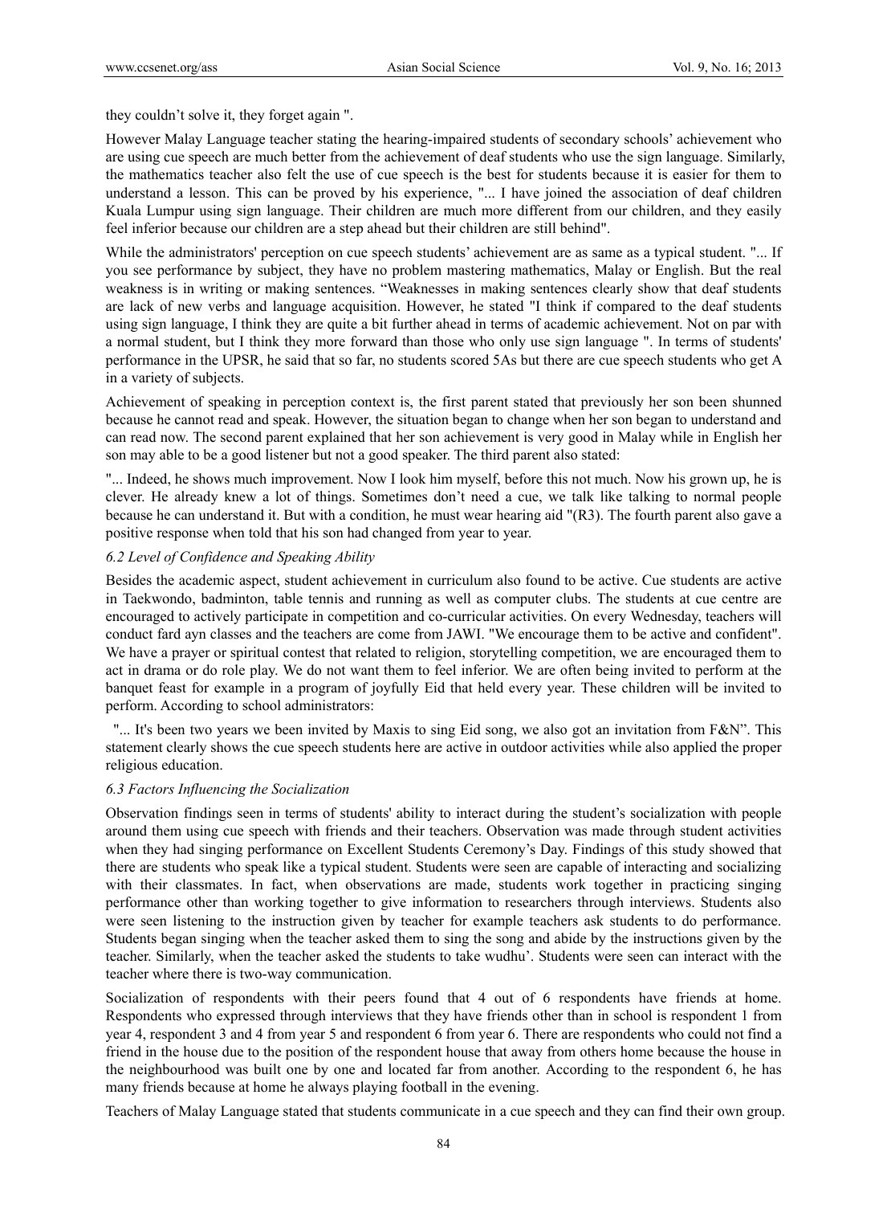they couldn't solve it, they forget again ".

However Malay Language teacher stating the hearing-impaired students of secondary schools' achievement who are using cue speech are much better from the achievement of deaf students who use the sign language. Similarly, the mathematics teacher also felt the use of cue speech is the best for students because it is easier for them to understand a lesson. This can be proved by his experience, "... I have joined the association of deaf children Kuala Lumpur using sign language. Their children are much more different from our children, and they easily feel inferior because our children are a step ahead but their children are still behind".

While the administrators' perception on cue speech students' achievement are as same as a typical student. "... If you see performance by subject, they have no problem mastering mathematics, Malay or English. But the real weakness is in writing or making sentences. "Weaknesses in making sentences clearly show that deaf students are lack of new verbs and language acquisition. However, he stated "I think if compared to the deaf students using sign language, I think they are quite a bit further ahead in terms of academic achievement. Not on par with a normal student, but I think they more forward than those who only use sign language ". In terms of students' performance in the UPSR, he said that so far, no students scored 5As but there are cue speech students who get A in a variety of subjects.

Achievement of speaking in perception context is, the first parent stated that previously her son been shunned because he cannot read and speak. However, the situation began to change when her son began to understand and can read now. The second parent explained that her son achievement is very good in Malay while in English her son may able to be a good listener but not a good speaker. The third parent also stated:

"... Indeed, he shows much improvement. Now I look him myself, before this not much. Now his grown up, he is clever. He already knew a lot of things. Sometimes don't need a cue, we talk like talking to normal people because he can understand it. But with a condition, he must wear hearing aid "(R3). The fourth parent also gave a positive response when told that his son had changed from year to year.

### *6.2 Level of Confidence and Speaking Ability*

Besides the academic aspect, student achievement in curriculum also found to be active. Cue students are active in Taekwondo, badminton, table tennis and running as well as computer clubs. The students at cue centre are encouraged to actively participate in competition and co-curricular activities. On every Wednesday, teachers will conduct fard ayn classes and the teachers are come from JAWI. "We encourage them to be active and confident". We have a prayer or spiritual contest that related to religion, storytelling competition, we are encouraged them to act in drama or do role play. We do not want them to feel inferior. We are often being invited to perform at the banquet feast for example in a program of joyfully Eid that held every year. These children will be invited to perform. According to school administrators:

"... It's been two years we been invited by Maxis to sing Eid song, we also got an invitation from F&N". This statement clearly shows the cue speech students here are active in outdoor activities while also applied the proper religious education.

### *6.3 Factors Influencing the Socialization*

Observation findings seen in terms of students' ability to interact during the student's socialization with people around them using cue speech with friends and their teachers. Observation was made through student activities when they had singing performance on Excellent Students Ceremony's Day. Findings of this study showed that there are students who speak like a typical student. Students were seen are capable of interacting and socializing with their classmates. In fact, when observations are made, students work together in practicing singing performance other than working together to give information to researchers through interviews. Students also were seen listening to the instruction given by teacher for example teachers ask students to do performance. Students began singing when the teacher asked them to sing the song and abide by the instructions given by the teacher. Similarly, when the teacher asked the students to take wudhu'. Students were seen can interact with the teacher where there is two-way communication.

Socialization of respondents with their peers found that 4 out of 6 respondents have friends at home. Respondents who expressed through interviews that they have friends other than in school is respondent 1 from year 4, respondent 3 and 4 from year 5 and respondent 6 from year 6. There are respondents who could not find a friend in the house due to the position of the respondent house that away from others home because the house in the neighbourhood was built one by one and located far from another. According to the respondent 6, he has many friends because at home he always playing football in the evening.

Teachers of Malay Language stated that students communicate in a cue speech and they can find their own group.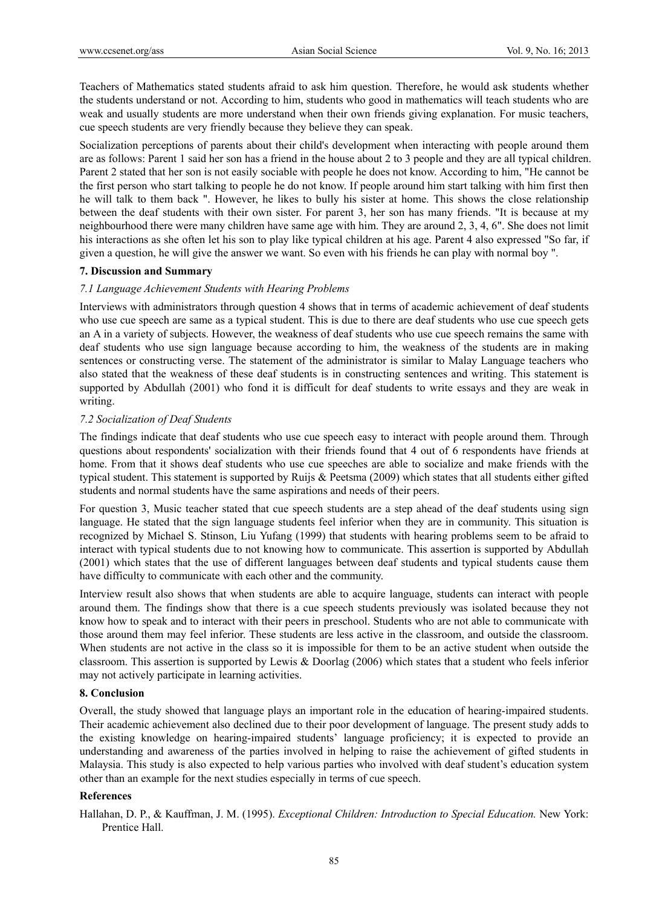Teachers of Mathematics stated students afraid to ask him question. Therefore, he would ask students whether the students understand or not. According to him, students who good in mathematics will teach students who are weak and usually students are more understand when their own friends giving explanation. For music teachers, cue speech students are very friendly because they believe they can speak.

Socialization perceptions of parents about their child's development when interacting with people around them are as follows: Parent 1 said her son has a friend in the house about 2 to 3 people and they are all typical children. Parent 2 stated that her son is not easily sociable with people he does not know. According to him, "He cannot be the first person who start talking to people he do not know. If people around him start talking with him first then he will talk to them back ". However, he likes to bully his sister at home. This shows the close relationship between the deaf students with their own sister. For parent 3, her son has many friends. "It is because at my neighbourhood there were many children have same age with him. They are around 2, 3, 4, 6". She does not limit his interactions as she often let his son to play like typical children at his age. Parent 4 also expressed "So far, if given a question, he will give the answer we want. So even with his friends he can play with normal boy ".

## 7. Discussion and Summary

### *7.1 Language Achievement Students with Hearing Problems*

Interviews with administrators through question 4 shows that in terms of academic achievement of deaf students who use cue speech are same as a typical student. This is due to there are deaf students who use cue speech gets an A in a variety of subjects. However, the weakness of deaf students who use cue speech remains the same with deaf students who use sign language because according to him, the weakness of the students are in making sentences or constructing verse. The statement of the administrator is similar to Malay Language teachers who also stated that the weakness of these deaf students is in constructing sentences and writing. This statement is supported by Abdullah (2001) who fond it is difficult for deaf students to write essays and they are weak in writing.

### *7.2 Socialization of Deaf Students*

The findings indicate that deaf students who use cue speech easy to interact with people around them. Through questions about respondents' socialization with their friends found that 4 out of 6 respondents have friends at home. From that it shows deaf students who use cue speeches are able to socialize and make friends with the typical student. This statement is supported by Ruijs & Peetsma (2009) which states that all students either gifted students and normal students have the same aspirations and needs of their peers.

For question 3, Music teacher stated that cue speech students are a step ahead of the deaf students using sign language. He stated that the sign language students feel inferior when they are in community. This situation is recognized by Michael S. Stinson, Liu Yufang (1999) that students with hearing problems seem to be afraid to interact with typical students due to not knowing how to communicate. This assertion is supported by Abdullah (2001) which states that the use of different languages between deaf students and typical students cause them have difficulty to communicate with each other and the community.

Interview result also shows that when students are able to acquire language, students can interact with people around them. The findings show that there is a cue speech students previously was isolated because they not know how to speak and to interact with their peers in preschool. Students who are not able to communicate with those around them may feel inferior. These students are less active in the classroom, and outside the classroom. When students are not active in the class so it is impossible for them to be an active student when outside the classroom. This assertion is supported by Lewis & Doorlag (2006) which states that a student who feels inferior may not actively participate in learning activities.

## 8. Conclusion

Overall, the study showed that language plays an important role in the education of hearing-impaired students. Their academic achievement also declined due to their poor development of language. The present study adds to the existing knowledge on hearing-impaired students' language proficiency; it is expected to provide an understanding and awareness of the parties involved in helping to raise the achievement of gifted students in Malaysia. This study is also expected to help various parties who involved with deaf student's education system other than an example for the next studies especially in terms of cue speech.

## References

Hallahan, D. P., & Kauffman, J. M. (1995). *Exceptional Children: Introduction to Special Education.* New York: Prentice Hall.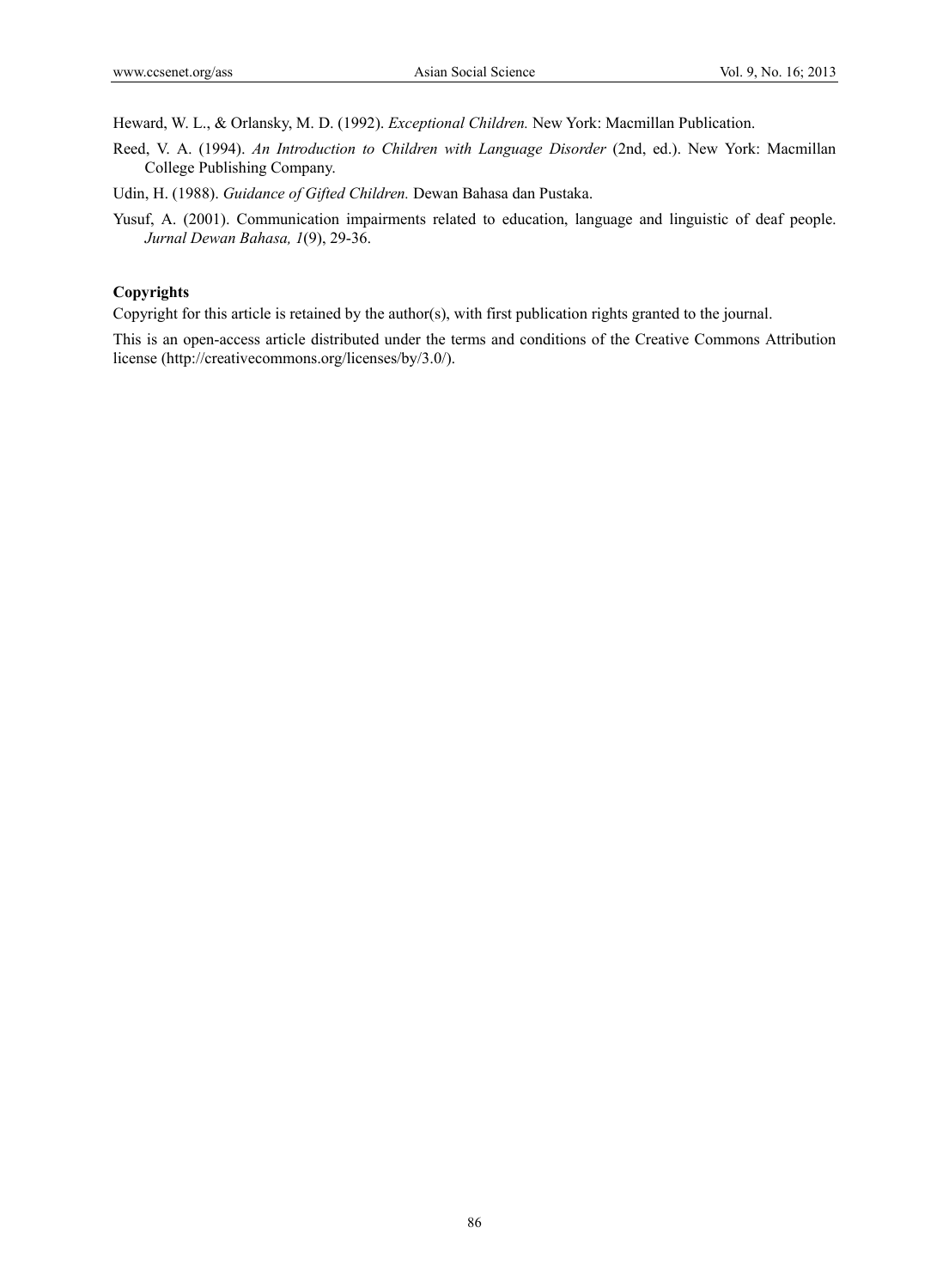Heward, W. L., & Orlansky, M. D. (1992). *Exceptional Children.* New York: Macmillan Publication.

Reed, V. A. (1994). *An Introduction to Children with Language Disorder* (2nd, ed.). New York: Macmillan College Publishing Company.

Udin, H. (1988). *Guidance of Gifted Children.* Dewan Bahasa dan Pustaka.

Yusuf, A. (2001). Communication impairments related to education, language and linguistic of deaf people. *Jurnal Dewan Bahasa, 1*(9), 29-36.

**Copyrights**

Copyright for this article is retained by the author(s), with first publication rights granted to the journal.

This is an open-access article distributed under the terms and conditions of the Creative Commons Attribution license (http://creativecommons.org/licenses/by/3.0/).